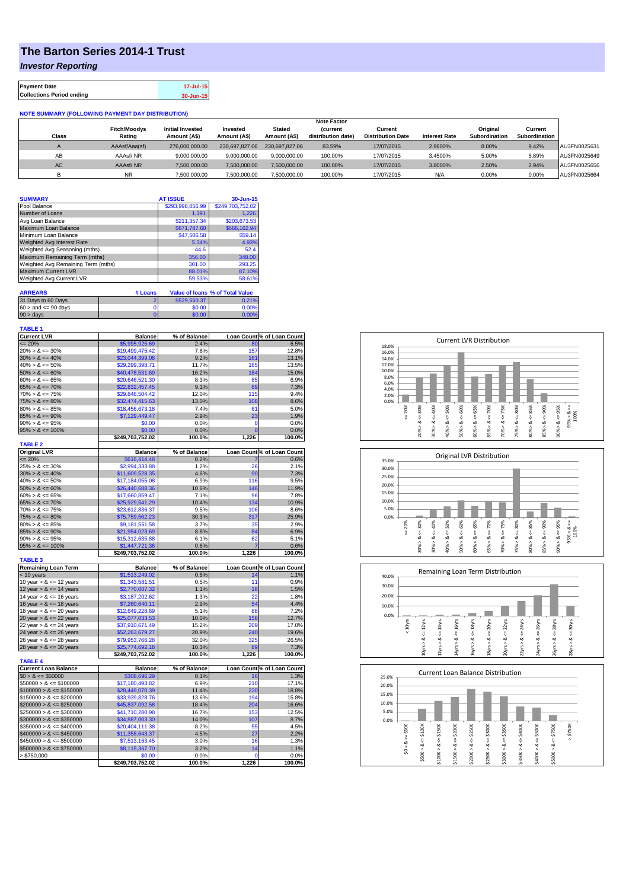# The Barton Series 2014-1 Trust

## *Investor Reporting*

| Payment Date | 17-Jul-15 |
|---|---|
| Collections Period ending | 30-Jun-15 |

**NOTE SUMMARY (FOLLOWING PAYMENT DAY DISTRIBUTION)**

| Class | Fitch/Moodys Rating | Initial Invested Amount (A$) | Invested Amount (A$) | Stated Amount (A$) | Note Factor (current distribution date) | Current Distribution Date | Interest Rate | Original Subordination | Current Subordination | |
|---|---|---|---|---|---|---|---|---|---|---|
| A | AAAsf/Aaa(sf) | 276,000,000.00 | 230,697,827.06 | 230,697,827.06 | 83.59% | 17/07/2015 | 2.9600% | 8.00% | 9.42% | AU3FN0025631 |
| AB | AAAsf/ NR | 9,000,000.00 | 9,000,000.00 | 9,000,000.00 | 100.00% | 17/07/2015 | 3.4500% | 5.00% | 5.89% | AU3FN0025649 |
| AC | AAAsf/ NR | 7,500,000.00 | 7,500,000.00 | 7,500,000.00 | 100.00% | 17/07/2015 | 3.8000% | 2.50% | 2.94% | AU3FN0025656 |
| B | NR | 7,500,000.00 | 7,500,000.00 | 7,500,000.00 | 100.00% | 17/07/2015 | N/A | 0.00% | 0.00% | AU3FN0025664 |

| SUMMARY | AT ISSUE | 30-Jun-15 |
|---|---|---|
| Pool Balance | $293,998,056.99 | $249,703,752.02 |
| Number of Loans | 1,391 | 1,226 |
| Avg Loan Balance | $211,357.34 | $203,673.53 |
| Maximum Loan Balance | $671,787.60 | $666,162.94 |
| Minimum Loan Balance | $47,506.58 | $59.14 |
| Weighted Avg Interest Rate | 5.34% | 4.93% |
| Weighted Avg Seasoning (mths) | 44.6 | 52.4 |
| Maximum Remaining Term (mths) | 356.00 | 348.00 |
| Weighted Avg Remaining Term (mths) | 301.00 | 293.25 |
| Maximum Current LVR | 88.01% | 87.10% |
| Weighted Avg Current LVR | 59.53% | 58.61% |

| ARREARS | # Loans | Value of loans | % of Total Value |
|---|---|---|---|
| 31 Days to 60 Days | 2 | $529,550.37 | 0.21% |
| 60 > and <= 90 days | 0 | $0.00 | 0.00% |
| 90 > days | 0 | $0.00 | 0.00% |

**TABLE 1**

| Current LVR | Balance | % of Balance | Loan Count | % of Loan Count |
|---|---|---|---|---|
| <= 20% | $5,995,925.69 | 2.4% | 80 | 6.5% |
| 20% > & <= 30% | $19,499,475.42 | 7.8% | 157 | 12.8% |
| 30% > & <= 40% | $23,044,399.06 | 9.2% | 161 | 13.1% |
| 40% > & <= 50% | $29,299,398.71 | 11.7% | 165 | 13.5% |
| 50% > & <= 60% | $40,478,531.69 | 16.2% | 184 | 15.0% |
| 60% > & <= 65% | $20,646,521.30 | 8.3% | 85 | 6.9% |
| 65% > & <= 70% | $22,832,457.45 | 9.1% | 89 | 7.3% |
| 70% > & <= 75% | $29,846,504.42 | 12.0% | 115 | 9.4% |
| 75% > & <= 80% | $32,474,415.63 | 13.0% | 106 | 8.6% |
| 80% > & <= 85% | $18,456,673.18 | 7.4% | 61 | 5.0% |
| 85% > & <= 90% | $7,129,449.47 | 2.9% | 23 | 1.9% |
| 90% > & <= 95% | $0.00 | 0.0% | 0 | 0.0% |
| 95% > & <= 100% | $0.00 | 0.0% | 0 | 0.0% |
| | $249,703,752.02 | 100.0% | 1,226 | 100.0% |

**TABLE 2**

| Original LVR | Balance | % of Balance | Loan Count | % of Loan Count |
|---|---|---|---|---|
| <= 20% | $616,414.48 | 0.2% | 7 | 0.6% |
| 25% > & <= 30% | $2,994,333.88 | 1.2% | 26 | 2.1% |
| 30% > & <= 40% | $11,609,528.35 | 4.6% | 90 | 7.3% |
| 40% > & <= 50% | $17,184,055.08 | 6.9% | 116 | 9.5% |
| 50% > & <= 60% | $26,440,688.36 | 10.6% | 146 | 11.9% |
| 60% > & <= 65% | $17,660,859.47 | 7.1% | 96 | 7.8% |
| 65% > & <= 70% | $25,929,541.29 | 10.4% | 134 | 10.9% |
| 70% > & <= 75% | $23,612,836.37 | 9.5% | 106 | 8.6% |
| 75% > & <= 80% | $75,759,562.23 | 30.3% | 317 | 25.9% |
| 80% > & <= 85% | $9,181,551.58 | 3.7% | 35 | 2.9% |
| 85% > & <= 90% | $21,954,023.69 | 8.8% | 84 | 6.9% |
| 90% > & <= 95% | $15,312,635.88 | 6.1% | 62 | 5.1% |
| 95% > & <= 100% | $1,447,721.36 | 0.6% | 7 | 0.6% |
| | $249,703,752.02 | 100.0% | 1,226 | 100.0% |

**TABLE 3**

| Remaining Loan Term | Balance | % of Balance | Loan Count | % of Loan Count |
|---|---|---|---|---|
| < 10 years | $1,513,249.02 | 0.6% | 14 | 1.1% |
| 10 year > & <= 12 years | $1,343,581.51 | 0.5% | 11 | 0.9% |
| 12 year > & <= 14 years | $2,770,007.32 | 1.1% | 18 | 1.5% |
| 14 year > & <= 16 years | $3,187,202.62 | 1.3% | 22 | 1.8% |
| 16 year > & <= 18 years | $7,260,640.11 | 2.9% | 54 | 4.4% |
| 18 year > & <= 20 years | $12,649,228.69 | 5.1% | 88 | 7.2% |
| 20 year > & <= 22 years | $25,077,033.53 | 10.0% | 156 | 12.7% |
| 22 year > & <= 24 years | $37,910,671.49 | 15.2% | 209 | 17.0% |
| 24 year > & <= 26 years | $52,263,679.27 | 20.9% | 240 | 19.6% |
| 26 year > & <= 28 years | $79,953,766.28 | 32.0% | 325 | 26.5% |
| 28 year > & <= 30 years | $25,774,692.18 | 10.3% | 89 | 7.3% |
| | $249,703,752.02 | 100.0% | 1,226 | 100.0% |

**TABLE 4**

| Current Loan Balance | Balance | % of Balance | Loan Count | % of Loan Count |
|---|---|---|---|---|
| $0 > & <= $50000 | $308,696.29 | 0.1% | 16 | 1.3% |
| $50000 > & <= $100000 | $17,180,493.82 | 6.9% | 210 | 17.1% |
| $100000 > & <= $150000 | $28,449,070.39 | 11.4% | 230 | 18.8% |
| $150000 > & <= $200000 | $33,939,828.76 | 13.6% | 194 | 15.8% |
| $200000 > & <= $250000 | $45,837,092.58 | 18.4% | 204 | 16.6% |
| $250000 > & <= $300000 | $41,710,280.98 | 16.7% | 153 | 12.5% |
| $300000 > & <= $350000 | $34,887,003.30 | 14.0% | 107 | 8.7% |
| $350000 > & <= $400000 | $20,404,111.38 | 8.2% | 55 | 4.5% |
| $400000 > & <= $450000 | $11,358,643.37 | 4.5% | 27 | 2.2% |
| $450000 > & <= $500000 | $7,513,163.45 | 3.0% | 16 | 1.3% |
| $500000 > & <= $750000 | $8,115,367.70 | 3.2% | 14 | 1.1% |
| > $750,000 | $0.00 | 0.0% | 0 | 0.0% |
| | $249,703,752.02 | 100.0% | 1,226 | 100.0% |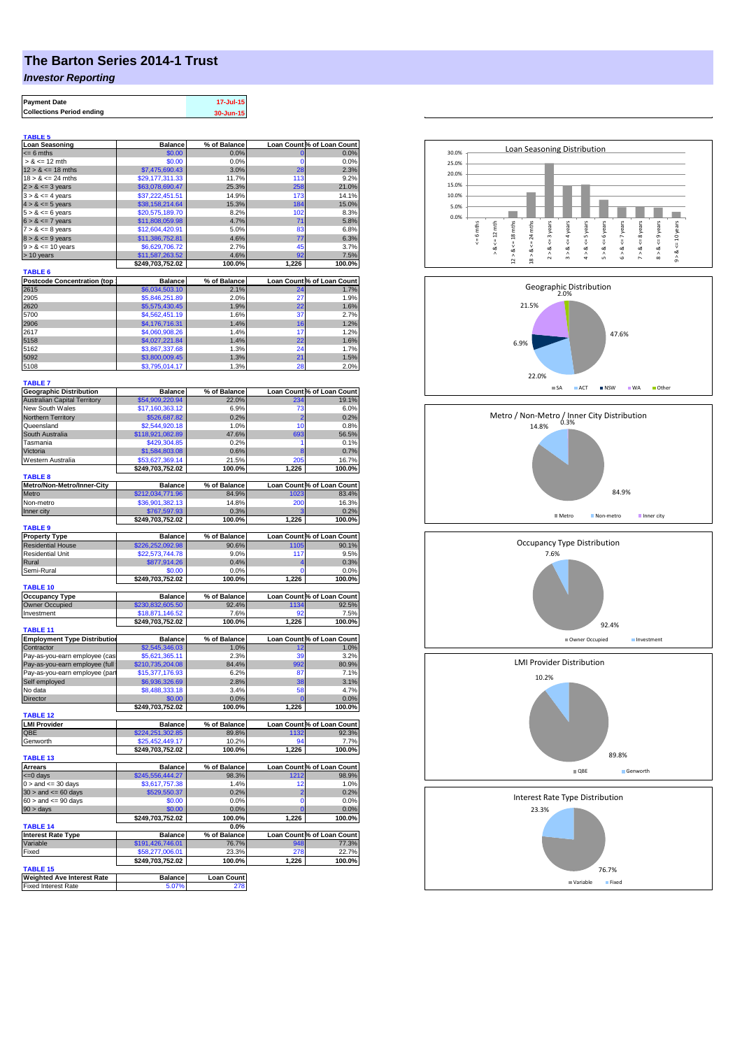# The Barton Series 2014-1 Trust

## *Investor Reporting*

| | |
|---|---|
| **Payment Date** | 17-Jul-15 |
| **Collections Period ending** | 30-Jun-15 |

**TABLE 5**

| Loan Seasoning | Balance | % of Balance | Loan Count | % of Loan Count |
|---|---|---|---|---|
| <= 6 mths | $0.00 | 0.0% | 0 | 0.0% |
| > & <= 12 mth | $0.00 | 0.0% | 0 | 0.0% |
| 12 > & <= 18 mths | $7,475,690.43 | 3.0% | 28 | 2.3% |
| 18 > & <= 24 mths | $29,177,311.33 | 11.7% | 113 | 9.2% |
| 2 > & <= 3 years | $63,078,690.47 | 25.3% | 258 | 21.0% |
| 3 > & <= 4 years | $37,222,451.51 | 14.9% | 173 | 14.1% |
| 4 > & <= 5 years | $38,158,214.64 | 15.3% | 184 | 15.0% |
| 5 > & <= 6 years | $20,575,189.70 | 8.2% | 102 | 8.3% |
| 6 > & <= 7 years | $11,808,059.98 | 4.7% | 71 | 5.8% |
| 7 > & <= 8 years | $12,604,420.91 | 5.0% | 83 | 6.8% |
| 8 > & <= 9 years | $11,386,752.81 | 4.6% | 77 | 6.3% |
| 9 > & <= 10 years | $6,629,706.72 | 2.7% | 45 | 3.7% |
| > 10 years | $11,587,263.52 | 4.6% | 92 | 7.5% |
| | $249,703,752.02 | 100.0% | 1,226 | 100.0% |

**TABLE 6**

| Postcode Concentration (top 10) | Balance | % of Balance | Loan Count | % of Loan Count |
|---|---|---|---|---|
| 2615 | $6,034,503.10 | 2.1% | 24 | 1.7% |
| 2905 | $5,846,251.89 | 2.0% | 27 | 1.9% |
| 2620 | $5,575,430.45 | 1.9% | 22 | 1.6% |
| 5700 | $4,562,451.19 | 1.6% | 37 | 2.7% |
| 2906 | $4,176,716.31 | 1.4% | 16 | 1.2% |
| 2617 | $4,060,908.26 | 1.4% | 17 | 1.2% |
| 5158 | $4,027,221.84 | 1.4% | 22 | 1.6% |
| 5162 | $3,867,337.68 | 1.3% | 24 | 1.7% |
| 5092 | $3,800,009.45 | 1.3% | 21 | 1.5% |
| 5108 | $3,795,014.17 | 1.3% | 28 | 2.0% |

**TABLE 7**

| Geographic Distribution | Balance | % of Balance | Loan Count | % of Loan Count |
|---|---|---|---|---|
| Australian Capital Territory | $54,909,220.94 | 22.0% | 234 | 19.1% |
| New South Wales | $17,160,363.12 | 6.9% | 73 | 6.0% |
| Northern Territory | $526,687.82 | 0.2% | 2 | 0.2% |
| Queensland | $2,544,920.18 | 1.0% | 10 | 0.8% |
| South Australia | $118,921,082.89 | 47.6% | 693 | 56.5% |
| Tasmania | $429,304.85 | 0.2% | 1 | 0.1% |
| Victoria | $1,584,803.08 | 0.6% | 8 | 0.7% |
| Western Australia | $53,627,369.14 | 21.5% | 205 | 16.7% |
| | $249,703,752.02 | 100.0% | 1,226 | 100.0% |

**TABLE 8**

| Metro/Non-Metro/Inner-City | Balance | % of Balance | Loan Count | % of Loan Count |
|---|---|---|---|---|
| Metro | $212,034,771.96 | 84.9% | 1023 | 83.4% |
| Non-metro | $36,901,382.13 | 14.8% | 200 | 16.3% |
| Inner city | $767,597.93 | 0.3% | 3 | 0.2% |
| | $249,703,752.02 | 100.0% | 1,226 | 100.0% |

**TABLE 9**

| Property Type | Balance | % of Balance | Loan Count | % of Loan Count |
|---|---|---|---|---|
| Residential House | $226,252,092.98 | 90.6% | 1105 | 90.1% |
| Residential Unit | $22,573,744.78 | 9.0% | 117 | 9.5% |
| Rural | $877,914.26 | 0.4% | 4 | 0.3% |
| Semi-Rural | $0.00 | 0.0% | 0 | 0.0% |
| | $249,703,752.02 | 100.0% | 1,226 | 100.0% |

**TABLE 10**

| Occupancy Type | Balance | % of Balance | Loan Count | % of Loan Count |
|---|---|---|---|---|
| Owner Occupied | $230,832,605.50 | 92.4% | 1134 | 92.5% |
| Investment | $18,871,146.52 | 7.6% | 92 | 7.5% |
| | $249,703,752.02 | 100.0% | 1,226 | 100.0% |

**TABLE 11**

| Employment Type Distribution | Balance | % of Balance | Loan Count | % of Loan Count |
|---|---|---|---|---|
| Contractor | $2,545,346.03 | 1.0% | 12 | 1.0% |
| Pay-as-you-earn employee (casual) | $5,621,365.11 | 2.3% | 39 | 3.2% |
| Pay-as-you-earn employee (full time) | $210,735,204.08 | 84.4% | 992 | 80.9% |
| Pay-as-you-earn employee (part time) | $15,377,176.93 | 6.2% | 87 | 7.1% |
| Self employed | $6,936,326.69 | 2.8% | 38 | 3.1% |
| No data | $8,488,333.18 | 3.4% | 58 | 4.7% |
| Director | $0.00 | 0.0% | 0 | 0.0% |
| | $249,703,752.02 | 100.0% | 1,226 | 100.0% |

**TABLE 12**

| LMI Provider | Balance | % of Balance | Loan Count | % of Loan Count |
|---|---|---|---|---|
| QBE | $224,251,302.85 | 89.8% | 1132 | 92.3% |
| Genworth | $25,452,449.17 | 10.2% | 94 | 7.7% |
| | $249,703,752.02 | 100.0% | 1,226 | 100.0% |

**TABLE 13**

| Arrears | Balance | % of Balance | Loan Count | % of Loan Count |
|---|---|---|---|---|
| <=0 days | $245,556,444.27 | 98.3% | 1212 | 98.9% |
| 0 > and <= 30 days | $3,617,757.38 | 1.4% | 12 | 1.0% |
| 30 > and <= 60 days | $529,550.37 | 0.2% | 2 | 0.2% |
| 60 > and <= 90 days | $0.00 | 0.0% | 0 | 0.0% |
| 90 > days | $0.00 | 0.0% | 0 | 0.0% |
| | $249,703,752.02 | 100.0% | 1,226 | 100.0% |
| | | 0.0% | | |

**TABLE 14**

| Interest Rate Type | Balance | % of Balance | Loan Count | % of Loan Count |
|---|---|---|---|---|
| Variable | $191,426,746.01 | 76.7% | 948 | 77.3% |
| Fixed | $58,277,006.01 | 23.3% | 278 | 22.7% |
| | $249,703,752.02 | 100.0% | 1,226 | 100.0% |

**TABLE 15**

| Weighted Ave Interest Rate | Balance | Loan Count |
|---|---|---|
| Fixed Interest Rate | 5.07% | 278 |

Loan Seasoning Distribution
30.0%
25.0%
20.0%
15.0%
10.0%
5.0%
0.0%
<= 6 mths
> & <= 12 mth
12 > & <= 18 mths
18 > & <= 24 mths
2 > & <= 3 years
3 > & <= 4 years
4 > & <= 5 years
5 > & <= 6 years
6 > & <= 7 years
7 > & <= 8 years
8 > & <= 9 years
9 > & <= 10 years

Geographic Distribution
2.0%
21.5%
47.6%
6.9%
22.0%
SA ACT NSW WA Other

Metro / Non-Metro / Inner City Distribution
0.3%
14.8%
84.9%
Metro Non-metro Inner city

Occupancy Type Distribution
7.6%
92.4%
Owner Occupied Investment

LMI Provider Distribution
10.2%
89.8%
QBE Genworth

Interest Rate Type Distribution
23.3%
76.7%
Variable Fixed